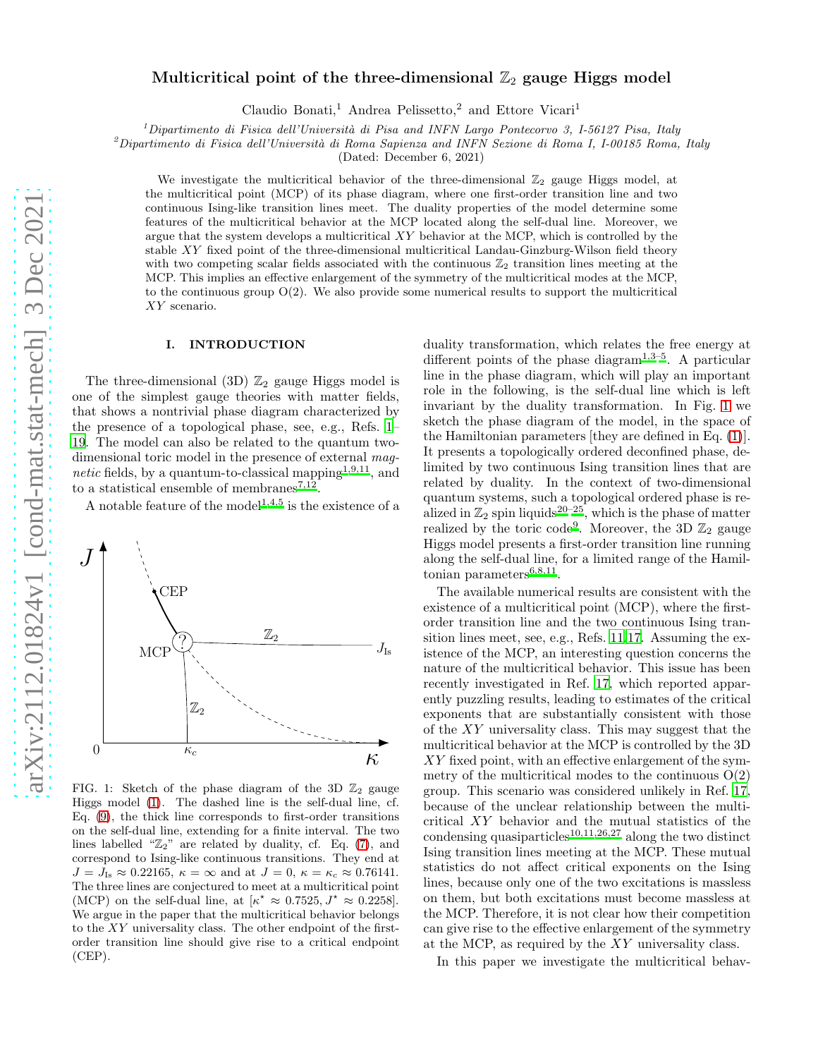# Multicritical point of the three-dimensional $\mathbb{Z}_2$ gauge Higgs model

Claudio Bonati,[1] Andrea Pelissetto,[2] and Ettore Vicari[1]

[1] *Dipartimento di Fisica dell'Università di Pisa and INFN Largo Pontecorvo 3, I-56127 Pisa, Italy*
[2] *Dipartimento di Fisica dell'Università di Roma Sapienza and INFN Sezione di Roma I, I-00185 Roma, Italy*

(Dated: December 6, 2021)

We investigate the multicritical behavior of the three-dimensional $\mathbb{Z}_2$ gauge Higgs model, at the multicritical point (MCP) of its phase diagram, where one first-order transition line and two continuous Ising-like transition lines meet. The duality properties of the model determine some features of the multicritical behavior at the MCP located along the self-dual line. Moreover, we argue that the system develops a multicritical $XY$ behavior at the MCP, which is controlled by the stable $XY$ fixed point of the three-dimensional multicritical Landau-Ginzburg-Wilson field theory with two competing scalar fields associated with the continuous $\mathbb{Z}_2$ transition lines meeting at the MCP. This implies an effective enlargement of the symmetry of the multicritical modes at the MCP, to the continuous O(2). We also provide some numerical results to support the multicritical $XY$ scenario.

## I. INTRODUCTION

The three-dimensional (3D) $\mathbb{Z}_2$ gauge Higgs model is one of the simplest gauge theories with matter fields, that shows a nontrivial phase diagram characterized by the presence of a topological phase, see, e.g., Refs. [1–19]. The model can also be related to the quantum two-dimensional toric model in the presence of external *magnetic* fields, by a quantum-to-classical mapping[1,9,11], and to a statistical ensemble of membranes[7,12].

A notable feature of the model[1,4,5] is the existence of a duality transformation, which relates the free energy at different points of the phase diagram[1,3–5]. A particular line in the phase diagram, which will play an important role in the following, is the self-dual line which is left invariant by the duality transformation. In Fig. 1 we sketch the phase diagram of the model, in the space of the Hamiltonian parameters [they are defined in Eq. (1)]. It presents a topologically ordered deconfined phase, delimited by two continuous Ising transition lines that are related by duality. In the context of two-dimensional quantum systems, such a topological ordered phase is realized in $\mathbb{Z}_2$ spin liquids[20–25], which is the phase of matter realized by the toric code[9]. Moreover, the 3D $\mathbb{Z}_2$ gauge Higgs model presents a first-order transition line running along the self-dual line, for a limited range of the Hamiltonian parameters[6,8,11].

FIG. 1: Sketch of the phase diagram of the 3D $\mathbb{Z}_2$ gauge Higgs model (1). The dashed line is the self-dual line, cf. Eq. (9), the thick line corresponds to first-order transitions on the self-dual line, extending for a finite interval. The two lines labelled "$\mathbb{Z}_2$" are related by duality, cf. Eq. (7), and correspond to Ising-like continuous transitions. They end at $J = J_{\rm Is} \approx 0.22165$, $\kappa = \infty$ and at $J = 0$, $\kappa = \kappa_c \approx 0.76141$. The three lines are conjectured to meet at a multicritical point (MCP) on the self-dual line, at [$\kappa^\star \approx 0.7525, J^\star \approx 0.2258$]. We argue in the paper that the multicritical behavior belongs to the $XY$ universality class. The other endpoint of the first-order transition line should give rise to a critical endpoint (CEP).

The available numerical results are consistent with the existence of a multicritical point (MCP), where the first-order transition line and the two continuous Ising transition lines meet, see, e.g., Refs. 11,17. Assuming the existence of the MCP, an interesting question concerns the nature of the multicritical behavior. This issue has been recently investigated in Ref. 17, which reported apparently puzzling results, leading to estimates of the critical exponents that are substantially consistent with those of the $XY$ universality class. This may suggest that the multicritical behavior at the MCP is controlled by the 3D $XY$ fixed point, with an effective enlargement of the symmetry of the multicritical modes to the continuous O(2) group. This scenario was considered unlikely in Ref. 17, because of the unclear relationship between the multicritical $XY$ behavior and the mutual statistics of the condensing quasiparticles[10,11,26,27] along the two distinct Ising transition lines meeting at the MCP. These mutual statistics do not affect critical exponents on the Ising lines, because only one of the two excitations is massless on them, but both excitations must become massless at the MCP. Therefore, it is not clear how their competition can give rise to the effective enlargement of the symmetry at the MCP, as required by the $XY$ universality class.

In this paper we investigate the multicritical behav-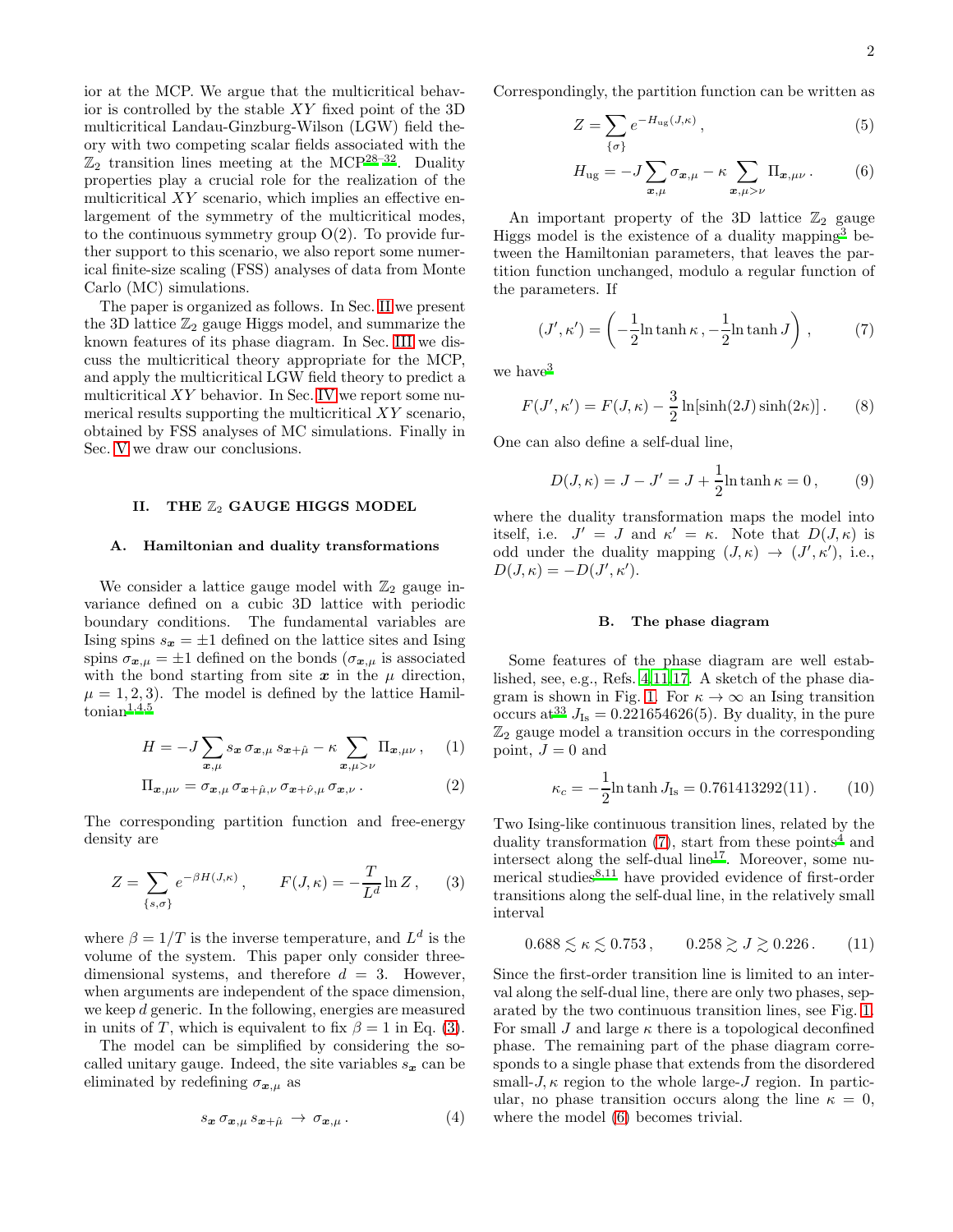ior at the MCP. We argue that the multicritical behavior is controlled by the stable $XY$ fixed point of the 3D multicritical Landau-Ginzburg-Wilson (LGW) field theory with two competing scalar fields associated with the $\mathbb{Z}_2$ transition lines meeting at the MCP[28–32]. Duality properties play a crucial role for the realization of the multicritical $XY$ scenario, which implies an effective enlargement of the symmetry of the multicritical modes, to the continuous symmetry group O(2). To provide further support to this scenario, we also report some numerical finite-size scaling (FSS) analyses of data from Monte Carlo (MC) simulations.

The paper is organized as follows. In Sec. II we present the 3D lattice $\mathbb{Z}_2$ gauge Higgs model, and summarize the known features of its phase diagram. In Sec. III we discuss the multicritical theory appropriate for the MCP, and apply the multicritical LGW field theory to predict a multicritical $XY$ behavior. In Sec. IV we report some numerical results supporting the multicritical $XY$ scenario, obtained by FSS analyses of MC simulations. Finally in Sec. V we draw our conclusions.

## II. THE $\mathbb{Z}_2$ GAUGE HIGGS MODEL

### A. Hamiltonian and duality transformations

We consider a lattice gauge model with $\mathbb{Z}_2$ gauge invariance defined on a cubic 3D lattice with periodic boundary conditions. The fundamental variables are Ising spins $s_{\boldsymbol{x}} = \pm 1$ defined on the lattice sites and Ising spins $\sigma_{\boldsymbol{x},\mu} = \pm 1$ defined on the bonds ($\sigma_{\boldsymbol{x},\mu}$ is associated with the bond starting from site $\boldsymbol{x}$ in the $\mu$ direction, $\mu = 1, 2, 3$). The model is defined by the lattice Hamiltonian[1,4,5]

$$H = -J \sum_{\boldsymbol{x},\mu} s_{\boldsymbol{x}}\, \sigma_{\boldsymbol{x},\mu}\, s_{\boldsymbol{x}+\hat{\mu}} - \kappa \sum_{\boldsymbol{x},\mu>\nu} \Pi_{\boldsymbol{x},\mu\nu}\,, \tag{1}$$

$$\Pi_{\boldsymbol{x},\mu\nu} = \sigma_{\boldsymbol{x},\mu}\, \sigma_{\boldsymbol{x}+\hat{\mu},\nu}\, \sigma_{\boldsymbol{x}+\hat{\nu},\mu}\, \sigma_{\boldsymbol{x},\nu}\,. \tag{2}$$

The corresponding partition function and free-energy density are

$$Z = \sum_{\{s,\sigma\}} e^{-\beta H(J,\kappa)}\,, \qquad F(J,\kappa) = -\frac{T}{L^d} \ln Z\,, \tag{3}$$

where $\beta = 1/T$ is the inverse temperature, and $L^d$ is the volume of the system. This paper only consider three-dimensional systems, and therefore $d = 3$. However, when arguments are independent of the space dimension, we keep $d$ generic. In the following, energies are measured in units of $T$, which is equivalent to fix $\beta = 1$ in Eq. (3).

The model can be simplified by considering the so-called unitary gauge. Indeed, the site variables $s_{\boldsymbol{x}}$ can be eliminated by redefining $\sigma_{\boldsymbol{x},\mu}$ as

$$s_{\boldsymbol{x}}\, \sigma_{\boldsymbol{x},\mu}\, s_{\boldsymbol{x}+\hat{\mu}} \,\rightarrow\, \sigma_{\boldsymbol{x},\mu}\,. \tag{4}$$

Correspondingly, the partition function can be written as

$$Z = \sum_{\{\sigma\}} e^{-H_{\rm ug}(J,\kappa)}\,, \tag{5}$$

$$H_{\rm ug} = -J \sum_{\boldsymbol{x},\mu} \sigma_{\boldsymbol{x},\mu} - \kappa \sum_{\boldsymbol{x},\mu>\nu} \Pi_{\boldsymbol{x},\mu\nu}\,. \tag{6}$$

An important property of the 3D lattice $\mathbb{Z}_2$ gauge Higgs model is the existence of a duality mapping[3] between the Hamiltonian parameters, that leaves the partition function unchanged, modulo a regular function of the parameters. If

$$(J', \kappa') = \left( -\frac{1}{2} \ln \tanh \kappa\,,\, -\frac{1}{2} \ln \tanh J \right)\,, \tag{7}$$

we have[3]

$$F(J', \kappa') = F(J, \kappa) - \frac{3}{2} \ln[\sinh(2J) \sinh(2\kappa)]\,. \tag{8}$$

One can also define a self-dual line,

$$D(J,\kappa) = J - J' = J + \frac{1}{2} \ln \tanh \kappa = 0\,, \tag{9}$$

where the duality transformation maps the model into itself, i.e. $J' = J$ and $\kappa' = \kappa$. Note that $D(J,\kappa)$ is odd under the duality mapping $(J,\kappa) \rightarrow (J',\kappa')$, i.e., $D(J,\kappa) = -D(J',\kappa')$.

### B. The phase diagram

Some features of the phase diagram are well established, see, e.g., Refs. 4,11,17. A sketch of the phase diagram is shown in Fig. 1. For $\kappa \rightarrow \infty$ an Ising transition occurs at[33] $J_{\rm Is} = 0.221654626(5)$. By duality, in the pure $\mathbb{Z}_2$ gauge model a transition occurs in the corresponding point, $J = 0$ and

$$\kappa_c = -\frac{1}{2} \ln \tanh J_{\rm Is} = 0.761413292(11)\,. \tag{10}$$

Two Ising-like continuous transition lines, related by the duality transformation (7), start from these points[4] and intersect along the self-dual line[17]. Moreover, some numerical studies[8,11] have provided evidence of first-order transitions along the self-dual line, in the relatively small interval

$$0.688 \lesssim \kappa \lesssim 0.753\,, \qquad 0.258 \gtrsim J \gtrsim 0.226\,. \tag{11}$$

Since the first-order transition line is limited to an interval along the self-dual line, there are only two phases, separated by the two continuous transition lines, see Fig. 1. For small $J$ and large $\kappa$ there is a topological deconfined phase. The remaining part of the phase diagram corresponds to a single phase that extends from the disordered small-$J,\kappa$ region to the whole large-$J$ region. In particular, no phase transition occurs along the line $\kappa = 0$, where the model (6) becomes trivial.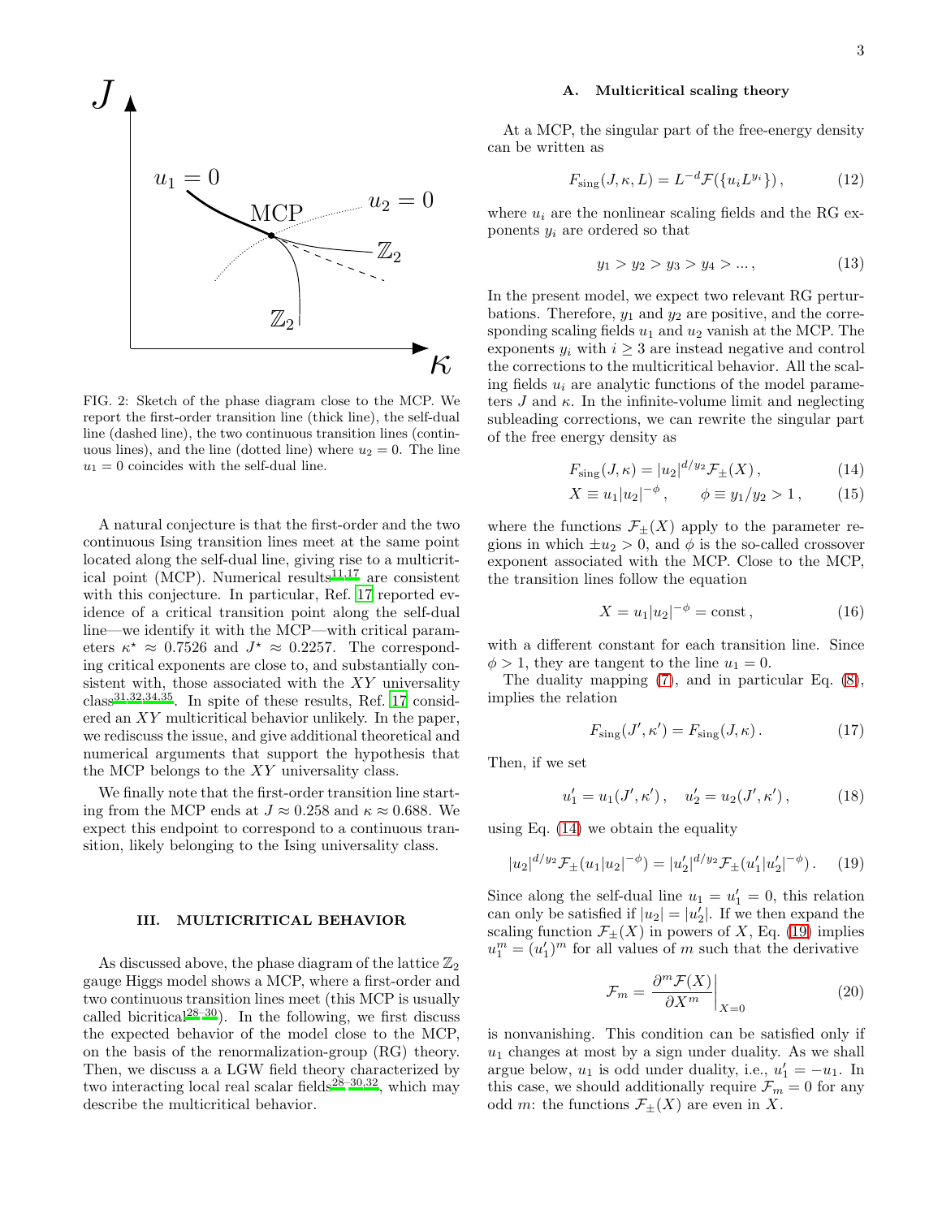FIG. 2: Sketch of the phase diagram close to the MCP. We report the first-order transition line (thick line), the self-dual line (dashed line), the two continuous transition lines (continuous lines), and the line (dotted line) where $u_2 = 0$. The line $u_1 = 0$ coincides with the self-dual line.

A natural conjecture is that the first-order and the two continuous Ising transition lines meet at the same point located along the self-dual line, giving rise to a multicritical point (MCP). Numerical results[11,17] are consistent with this conjecture. In particular, Ref. [17] reported evidence of a critical transition point along the self-dual line—we identify it with the MCP—with critical parameters $\kappa^\star \approx 0.7526$ and $J^\star \approx 0.2257$. The corresponding critical exponents are close to, and substantially consistent with, those associated with the $XY$ universality class[31,32,34,35]. In spite of these results, Ref. [17] considered an $XY$ multicritical behavior unlikely. In the paper, we rediscuss the issue, and give additional theoretical and numerical arguments that support the hypothesis that the MCP belongs to the $XY$ universality class.

We finally note that the first-order transition line starting from the MCP ends at $J \approx 0.258$ and $\kappa \approx 0.688$. We expect this endpoint to correspond to a continuous transition, likely belonging to the Ising universality class.

## III. MULTICRITICAL BEHAVIOR

As discussed above, the phase diagram of the lattice $\mathbb{Z}_2$ gauge Higgs model shows a MCP, where a first-order and two continuous transition lines meet (this MCP is usually called bicritical[28–30]). In the following, we first discuss the expected behavior of the model close to the MCP, on the basis of the renormalization-group (RG) theory. Then, we discuss a a LGW field theory characterized by two interacting local real scalar fields[28–30,32], which may describe the multicritical behavior.

### A. Multicritical scaling theory

At a MCP, the singular part of the free-energy density can be written as

$$F_{\rm sing}(J, \kappa, L) = L^{-d} \mathcal{F}(\{u_i L^{y_i}\}), \tag{12}$$

where $u_i$ are the nonlinear scaling fields and the RG exponents $y_i$ are ordered so that

$$y_1 > y_2 > y_3 > y_4 > ..., \tag{13}$$

In the present model, we expect two relevant RG perturbations. Therefore, $y_1$ and $y_2$ are positive, and the corresponding scaling fields $u_1$ and $u_2$ vanish at the MCP. The exponents $y_i$ with $i \geq 3$ are instead negative and control the corrections to the multicritical behavior. All the scaling fields $u_i$ are analytic functions of the model parameters $J$ and $\kappa$. In the infinite-volume limit and neglecting subleading corrections, we can rewrite the singular part of the free energy density as

$$F_{\rm sing}(J, \kappa) = |u_2|^{d/y_2} \mathcal{F}_\pm(X), \tag{14}$$

$$X \equiv u_1 |u_2|^{-\phi}, \qquad \phi \equiv y_1/y_2 > 1, \tag{15}$$

where the functions $\mathcal{F}_\pm(X)$ apply to the parameter regions in which $\pm u_2 > 0$, and $\phi$ is the so-called crossover exponent associated with the MCP. Close to the MCP, the transition lines follow the equation

$$X = u_1 |u_2|^{-\phi} = {\rm const}, \tag{16}$$

with a different constant for each transition line. Since $\phi > 1$, they are tangent to the line $u_1 = 0$.

The duality mapping (7), and in particular Eq. (8), implies the relation

$$F_{\rm sing}(J', \kappa') = F_{\rm sing}(J, \kappa). \tag{17}$$

Then, if we set

$$u_1' = u_1(J', \kappa'), \quad u_2' = u_2(J', \kappa'), \tag{18}$$

using Eq. (14) we obtain the equality

$$|u_2|^{d/y_2} \mathcal{F}_\pm(u_1 |u_2|^{-\phi}) = |u_2'|^{d/y_2} \mathcal{F}_\pm(u_1' |u_2'|^{-\phi}). \tag{19}$$

Since along the self-dual line $u_1 = u_1' = 0$, this relation can only be satisfied if $|u_2| = |u_2'|$. If we then expand the scaling function $\mathcal{F}_\pm(X)$ in powers of $X$, Eq. (19) implies $u_1^m = (u_1')^m$ for all values of $m$ such that the derivative

$$\mathcal{F}_m = \left. \frac{\partial^m \mathcal{F}(X)}{\partial X^m} \right|_{X=0} \tag{20}$$

is nonvanishing. This condition can be satisfied only if $u_1$ changes at most by a sign under duality. As we shall argue below, $u_1$ is odd under duality, i.e., $u_1' = -u_1$. In this case, we should additionally require $\mathcal{F}_m = 0$ for any odd $m$: the functions $\mathcal{F}_\pm(X)$ are even in $X$.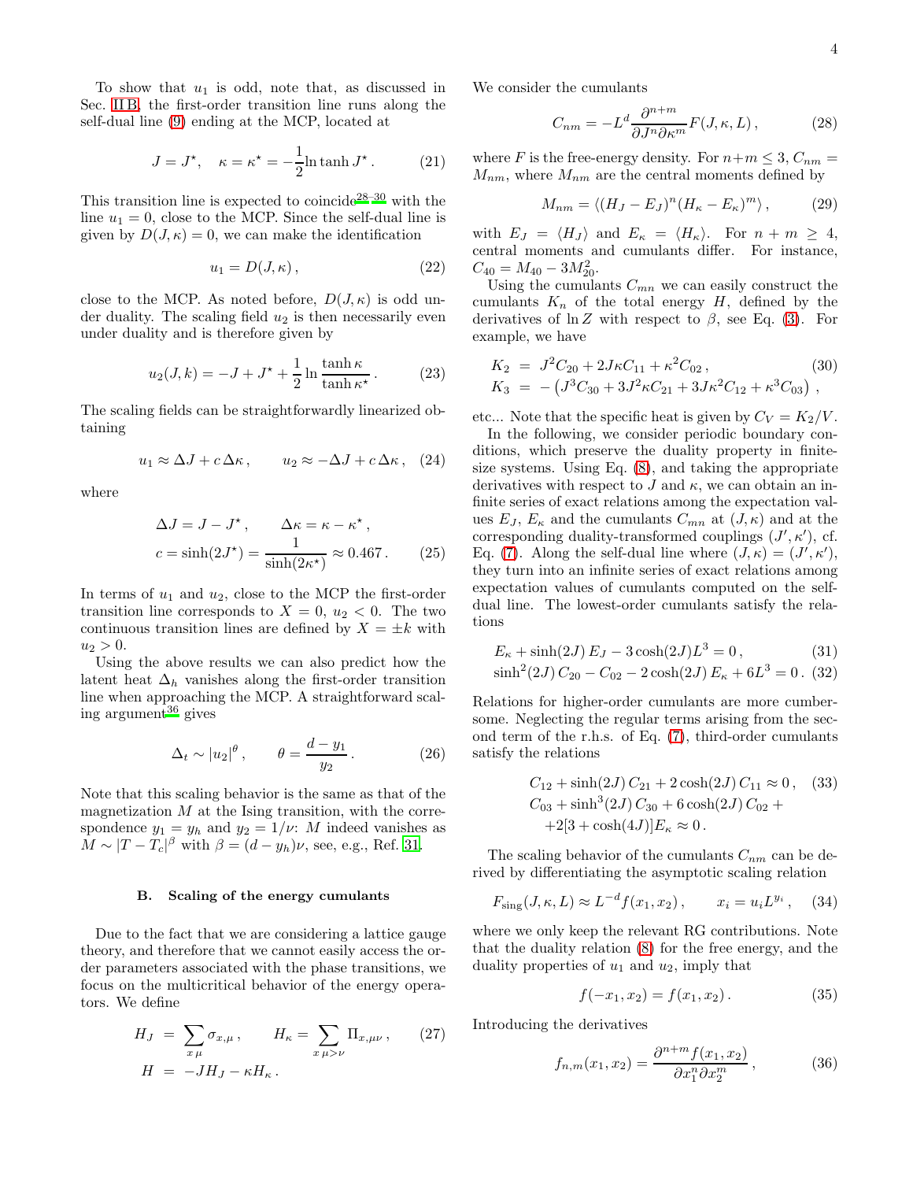To show that $u_1$ is odd, note that, as discussed in Sec. II B, the first-order transition line runs along the self-dual line (9) ending at the MCP, located at

$$J = J^\star, \quad \kappa = \kappa^\star = -\frac{1}{2}\ln\tanh J^\star . \tag{21}$$

This transition line is expected to coincide[28–30] with the line $u_1 = 0$, close to the MCP. Since the self-dual line is given by $D(J,\kappa) = 0$, we can make the identification

$$u_1 = D(J,\kappa), \tag{22}$$

close to the MCP. As noted before, $D(J,\kappa)$ is odd under duality. The scaling field $u_2$ is then necessarily even under duality and is therefore given by

$$u_2(J,k) = -J + J^\star + \frac{1}{2}\ln\frac{\tanh\kappa}{\tanh\kappa^\star}. \tag{23}$$

The scaling fields can be straightforwardly linearized obtaining

$$u_1 \approx \Delta J + c\,\Delta\kappa, \qquad u_2 \approx -\Delta J + c\,\Delta\kappa, \tag{24}$$

where

$$\Delta J = J - J^\star, \qquad \Delta\kappa = \kappa - \kappa^\star,$$
$$c = \sinh(2J^\star) = \frac{1}{\sinh(2\kappa^\star)} \approx 0.467. \tag{25}$$

In terms of $u_1$ and $u_2$, close to the MCP the first-order transition line corresponds to $X = 0$, $u_2 < 0$. The two continuous transition lines are defined by $X = \pm k$ with $u_2 > 0$.

Using the above results we can also predict how the latent heat $\Delta_h$ vanishes along the first-order transition line when approaching the MCP. A straightforward scaling argument[36] gives

$$\Delta_t \sim |u_2|^\theta, \qquad \theta = \frac{d-y_1}{y_2}. \tag{26}$$

Note that this scaling behavior is the same as that of the magnetization $M$ at the Ising transition, with the correspondence $y_1 = y_h$ and $y_2 = 1/\nu$: $M$ indeed vanishes as $M \sim |T - T_c|^\beta$ with $\beta = (d - y_h)\nu$, see, e.g., Ref. 31.

### B. Scaling of the energy cumulants

Due to the fact that we are considering a lattice gauge theory, and therefore that we cannot easily access the order parameters associated with the phase transitions, we focus on the multicritical behavior of the energy operators. We define

$$H_J = \sum_{x\,\mu}\sigma_{x,\mu}, \qquad H_\kappa = \sum_{x\,\mu>\nu}\Pi_{x,\mu\nu}, \tag{27}$$
$$H = -JH_J - \kappa H_\kappa .$$

We consider the cumulants

$$C_{nm} = -L^d\frac{\partial^{n+m}}{\partial J^n\partial\kappa^m}F(J,\kappa,L), \tag{28}$$

where $F$ is the free-energy density. For $n+m \le 3$, $C_{nm} = M_{nm}$, where $M_{nm}$ are the central moments defined by

$$M_{nm} = \langle (H_J - E_J)^n (H_\kappa - E_\kappa)^m\rangle, \tag{29}$$

with $E_J = \langle H_J\rangle$ and $E_\kappa = \langle H_\kappa\rangle$. For $n+m \ge 4$, central moments and cumulants differ. For instance, $C_{40} = M_{40} - 3M_{20}^2$.

Using the cumulants $C_{mn}$ we can easily construct the cumulants $K_n$ of the total energy $H$, defined by the derivatives of $\ln Z$ with respect to $\beta$, see Eq. (3). For example, we have

$$K_2 = J^2C_{20} + 2J\kappa C_{11} + \kappa^2 C_{02}, \tag{30}$$
$$K_3 = -\left(J^3C_{30} + 3J^2\kappa C_{21} + 3J\kappa^2C_{12} + \kappa^3C_{03}\right),$$

etc... Note that the specific heat is given by $C_V = K_2/V$.

In the following, we consider periodic boundary conditions, which preserve the duality property in finite-size systems. Using Eq. (8), and taking the appropriate derivatives with respect to $J$ and $\kappa$, we can obtain an infinite series of exact relations among the expectation values $E_J$, $E_\kappa$ and the cumulants $C_{mn}$ at $(J,\kappa)$ and at the corresponding duality-transformed couplings $(J',\kappa')$, cf. Eq. (7). Along the self-dual line where $(J,\kappa) = (J',\kappa')$, they turn into an infinite series of exact relations among expectation values of cumulants computed on the self-dual line. The lowest-order cumulants satisfy the relations

$$E_\kappa + \sinh(2J)\,E_J - 3\cosh(2J)L^3 = 0, \tag{31}$$
$$\sinh^2(2J)\,C_{20} - C_{02} - 2\cosh(2J)\,E_\kappa + 6L^3 = 0. \tag{32}$$

Relations for higher-order cumulants are more cumbersome. Neglecting the regular terms arising from the second term of the r.h.s. of Eq. (7), third-order cumulants satisfy the relations

$$C_{12} + \sinh(2J)\,C_{21} + 2\cosh(2J)\,C_{11} \approx 0, \tag{33}$$
$$C_{03} + \sinh^3(2J)\,C_{30} + 6\cosh(2J)\,C_{02} +$$
$$+2[3+\cosh(4J)]E_\kappa \approx 0 .$$

The scaling behavior of the cumulants $C_{nm}$ can be derived by differentiating the asymptotic scaling relation

$$F_{\rm sing}(J,\kappa,L) \approx L^{-d}f(x_1,x_2), \qquad x_i = u_iL^{y_i}, \tag{34}$$

where we only keep the relevant RG contributions. Note that the duality relation (8) for the free energy, and the duality properties of $u_1$ and $u_2$, imply that

$$f(-x_1,x_2) = f(x_1,x_2). \tag{35}$$

Introducing the derivatives

$$f_{n,m}(x_1,x_2) = \frac{\partial^{n+m}f(x_1,x_2)}{\partial x_1^n\partial x_2^m}, \tag{36}$$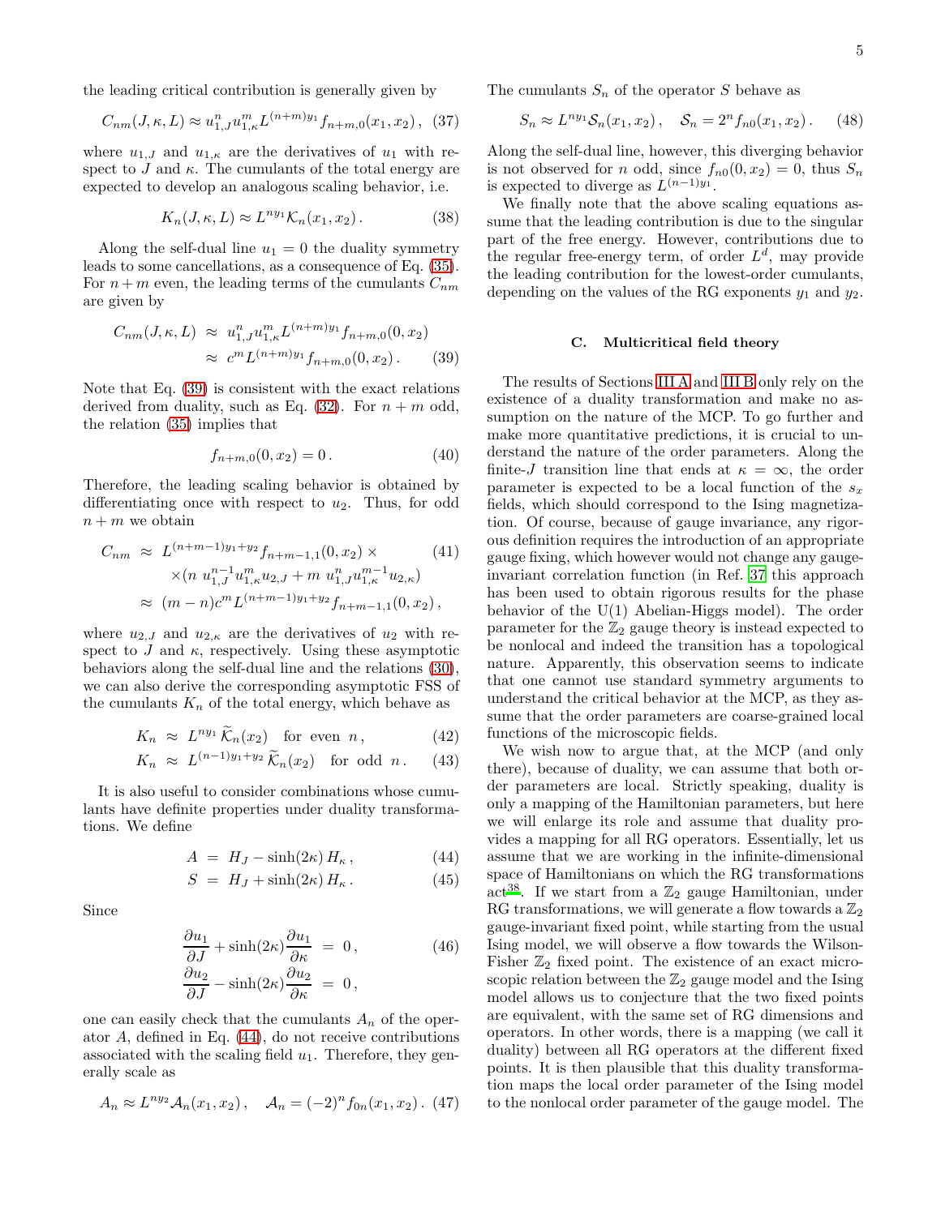the leading critical contribution is generally given by

$$C_{nm}(J,\kappa,L) \approx u_{1,J}^n u_{1,\kappa}^m L^{(n+m)y_1} f_{n+m,0}(x_1,x_2)\,, \quad (37)$$

where $u_{1,J}$ and $u_{1,\kappa}$ are the derivatives of $u_1$ with respect to $J$ and $\kappa$. The cumulants of the total energy are expected to develop an analogous scaling behavior, i.e.

$$K_n(J,\kappa,L) \approx L^{ny_1}\mathcal{K}_n(x_1,x_2)\,. \quad (38)$$

Along the self-dual line $u_1 = 0$ the duality symmetry leads to some cancellations, as a consequence of Eq. (35). For $n+m$ even, the leading terms of the cumulants $C_{nm}$ are given by

$$\begin{aligned} C_{nm}(J,\kappa,L) &\approx u_{1,J}^n u_{1,\kappa}^m L^{(n+m)y_1} f_{n+m,0}(0,x_2) \\ &\approx c^m L^{(n+m)y_1} f_{n+m,0}(0,x_2)\,. \end{aligned} \quad (39)$$

Note that Eq. (39) is consistent with the exact relations derived from duality, such as Eq. (32). For $n+m$ odd, the relation (35) implies that

$$f_{n+m,0}(0,x_2) = 0\,. \quad (40)$$

Therefore, the leading scaling behavior is obtained by differentiating once with respect to $u_2$. Thus, for odd $n+m$ we obtain

$$\begin{aligned} C_{nm} &\approx L^{(n+m-1)y_1+y_2} f_{n+m-1,1}(0,x_2)\times \\ &\quad \times(n\, u_{1,J}^{n-1}u_{1,\kappa}^m u_{2,J} + m\, u_{1,J}^n u_{1,\kappa}^{m-1}u_{2,\kappa}) \\ &\approx (m-n)c^m L^{(n+m-1)y_1+y_2} f_{n+m-1,1}(0,x_2)\,, \end{aligned} \quad (41)$$

where $u_{2,J}$ and $u_{2,\kappa}$ are the derivatives of $u_2$ with respect to $J$ and $\kappa$, respectively. Using these asymptotic behaviors along the self-dual line and the relations (30), we can also derive the corresponding asymptotic FSS of the cumulants $K_n$ of the total energy, which behave as

$$K_n \approx L^{ny_1}\widetilde{\mathcal{K}}_n(x_2) \quad \text{for even } n\,, \quad (42)$$

$$K_n \approx L^{(n-1)y_1+y_2}\widetilde{\mathcal{K}}_n(x_2) \quad \text{for odd } n\,. \quad (43)$$

It is also useful to consider combinations whose cumulants have definite properties under duality transformations. We define

$$A = H_J - \sinh(2\kappa)\,H_\kappa\,, \quad (44)$$

$$S = H_J + \sinh(2\kappa)\,H_\kappa\,. \quad (45)$$

Since

$$\begin{aligned} \frac{\partial u_1}{\partial J} + \sinh(2\kappa)\frac{\partial u_1}{\partial \kappa} &= 0\,, \\ \frac{\partial u_2}{\partial J} - \sinh(2\kappa)\frac{\partial u_2}{\partial \kappa} &= 0\,, \end{aligned} \quad (46)$$

one can easily check that the cumulants $A_n$ of the operator $A$, defined in Eq. (44), do not receive contributions associated with the scaling field $u_1$. Therefore, they generally scale as

$$A_n \approx L^{ny_2}\mathcal{A}_n(x_1,x_2)\,, \quad \mathcal{A}_n = (-2)^n f_{0n}(x_1,x_2)\,. \quad (47)$$

The cumulants $S_n$ of the operator $S$ behave as

$$S_n \approx L^{ny_1}\mathcal{S}_n(x_1,x_2)\,, \quad \mathcal{S}_n = 2^n f_{n0}(x_1,x_2)\,. \quad (48)$$

Along the self-dual line, however, this diverging behavior is not observed for $n$ odd, since $f_{n0}(0,x_2) = 0$, thus $S_n$ is expected to diverge as $L^{(n-1)y_1}$.

We finally note that the above scaling equations assume that the leading contribution is due to the singular part of the free energy. However, contributions due to the regular free-energy term, of order $L^d$, may provide the leading contribution for the lowest-order cumulants, depending on the values of the RG exponents $y_1$ and $y_2$.

### C. Multicritical field theory

The results of Sections III A and III B only rely on the existence of a duality transformation and make no assumption on the nature of the MCP. To go further and make more quantitative predictions, it is crucial to understand the nature of the order parameters. Along the finite-$J$ transition line that ends at $\kappa = \infty$, the order parameter is expected to be a local function of the $s_x$ fields, which should correspond to the Ising magnetization. Of course, because of gauge invariance, any rigorous definition requires the introduction of an appropriate gauge fixing, which however would not change any gauge-invariant correlation function (in Ref. 37 this approach has been used to obtain rigorous results for the phase behavior of the U(1) Abelian-Higgs model). The order parameter for the $\mathbb{Z}_2$ gauge theory is instead expected to be nonlocal and indeed the transition has a topological nature. Apparently, this observation seems to indicate that one cannot use standard symmetry arguments to understand the critical behavior at the MCP, as they assume that the order parameters are coarse-grained local functions of the microscopic fields.

We wish now to argue that, at the MCP (and only there), because of duality, we can assume that both order parameters are local. Strictly speaking, duality is only a mapping of the Hamiltonian parameters, but here we will enlarge its role and assume that duality provides a mapping for all RG operators. Essentially, let us assume that we are working in the infinite-dimensional space of Hamiltonians on which the RG transformations act[38]. If we start from a $\mathbb{Z}_2$ gauge Hamiltonian, under RG transformations, we will generate a flow towards a $\mathbb{Z}_2$ gauge-invariant fixed point, while starting from the usual Ising model, we will observe a flow towards the Wilson-Fisher $\mathbb{Z}_2$ fixed point. The existence of an exact microscopic relation between the $\mathbb{Z}_2$ gauge model and the Ising model allows us to conjecture that the two fixed points are equivalent, with the same set of RG dimensions and operators. In other words, there is a mapping (we call it duality) between all RG operators at the different fixed points. It is then plausible that this duality transformation maps the local order parameter of the Ising model to the nonlocal order parameter of the gauge model. The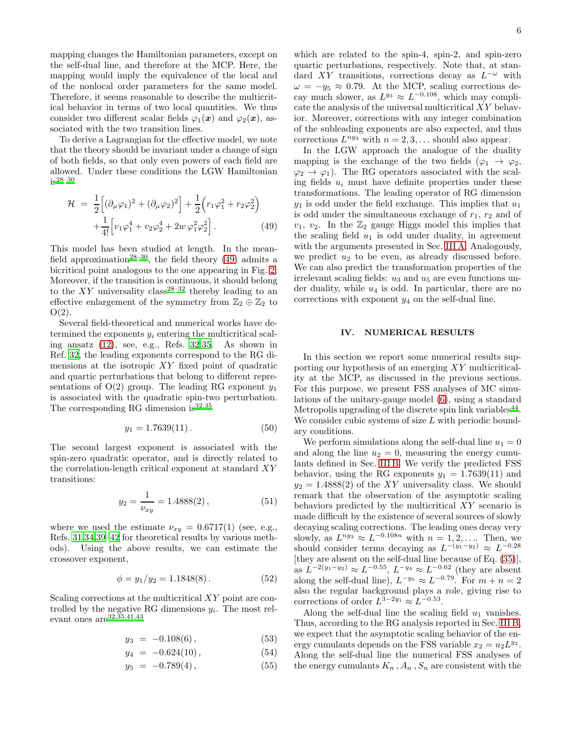mapping changes the Hamiltonian parameters, except on the self-dual line, and therefore at the MCP. Here, the mapping would imply the equivalence of the local and of the nonlocal order parameters for the same model. Therefore, it seems reasonable to describe the multicritical behavior in terms of two local quantities. We thus consider two different scalar fields $\varphi_1(\boldsymbol{x})$ and $\varphi_2(\boldsymbol{x})$, associated with the two transition lines.

To derive a Lagrangian for the effective model, we note that the theory should be invariant under a change of sign of both fields, so that only even powers of each field are allowed. Under these conditions the LGW Hamiltonian is[28–30]

$$\mathcal{H} = \frac{1}{2}\Big[(\partial_\mu\varphi_1)^2 + (\partial_\mu\varphi_2)^2\Big] + \frac{1}{2}\Big(r_1\varphi_1^2 + r_2\varphi_2^2\Big) + \frac{1}{4!}\Big[v_1\varphi_1^4 + v_2\varphi_2^4 + 2w\,\varphi_1^2\varphi_2^2\Big]. \tag{49}$$

This model has been studied at length. In the mean-field approximation[28–30], the field theory (49) admits a bicritical point analogous to the one appearing in Fig. 2. Moreover, if the transition is continuous, it should belong to the $XY$ universality class[28–32] thereby leading to an effective enlargement of the symmetry from $\mathbb{Z}_2 \oplus \mathbb{Z}_2$ to O(2).

Several field-theoretical and numerical works have determined the exponents $y_i$ entering the multicritical scaling ansatz (12), see, e.g., Refs. [32,35]. As shown in Ref. [32], the leading exponents correspond to the RG dimensions at the isotropic $XY$ fixed point of quadratic and quartic perturbations that belong to different representations of O(2) group. The leading RG exponent $y_1$ is associated with the quadratic spin-two perturbation. The corresponding RG dimension is[32,35]

$$y_1 = 1.7639(11)\,. \tag{50}$$

The second largest exponent is associated with the spin-zero quadratic operator, and is directly related to the correlation-length critical exponent at standard $XY$ transitions:

$$y_2 = \frac{1}{\nu_{xy}} = 1.4888(2)\,, \tag{51}$$

where we used the estimate $\nu_{xy} = 0.6717(1)$ (see, e.g., Refs. [31,34,39–42] for theoretical results by various methods). Using the above results, we can estimate the crossover exponent,

$$\phi = y_1/y_2 = 1.1848(8)\,. \tag{52}$$

Scaling corrections at the multicritical $XY$ point are controlled by the negative RG dimensions $y_i$. The most relevant ones are[32,35,41,43]

$$y_3 = -0.108(6)\,, \tag{53}$$

$$y_4 = -0.624(10)\,, \tag{54}$$

$$y_5 = -0.789(4)\,, \tag{55}$$

which are related to the spin-4, spin-2, and spin-zero quartic perturbations, respectively. Note that, at standard $XY$ transitions, corrections decay as $L^{-\omega}$ with $\omega = -y_5 \approx 0.79$. At the MCP, scaling corrections decay much slower, as $L^{y_3} \approx L^{-0.108}$, which may complicate the analysis of the universal multicritical $XY$ behavior. Moreover, corrections with any integer combination of the subleading exponents are also expected, and thus corrections $L^{ny_3}$ with $n = 2, 3, \ldots$ should also appear.

In the LGW approach the analogue of the duality mapping is the exchange of the two fields ($\varphi_1 \to \varphi_2$, $\varphi_2 \to \varphi_1$). The RG operators associated with the scaling fields $u_i$ must have definite properties under these transformations. The leading operator of RG dimension $y_1$ is odd under the field exchange. This implies that $u_1$ is odd under the simultaneous exchange of $r_1$, $r_2$ and of $v_1$, $v_2$. In the $\mathbb{Z}_2$ gauge Higgs model this implies that the scaling field $u_1$ is odd under duality, in agreement with the arguments presented in Sec. III A. Analogously, we predict $u_2$ to be even, as already discussed before. We can also predict the transformation properties of the irrelevant scaling fields: $u_3$ and $u_5$ are even functions under duality, while $u_4$ is odd. In particular, there are no corrections with exponent $y_4$ on the self-dual line.

## IV. NUMERICAL RESULTS

In this section we report some numerical results supporting our hypothesis of an emerging $XY$ multicriticality at the MCP, as discussed in the previous sections. For this purpose, we present FSS analyses of MC simulations of the unitary-gauge model (6), using a standard Metropolis upgrading of the discrete spin link variables[44]. We consider cubic systems of size $L$ with periodic boundary conditions.

We perform simulations along the self-dual line $u_1 = 0$ and along the line $u_2 = 0$, measuring the energy cumulants defined in Sec. III B. We verify the predicted FSS behavior, using the RG exponents $y_1 = 1.7639(11)$ and $y_2 = 1.4888(2)$ of the $XY$ universality class. We should remark that the observation of the asymptotic scaling behaviors predicted by the multicritical $XY$ scenario is made difficult by the existence of several sources of slowly decaying scaling corrections. The leading ones decay very slowly, as $L^{ny_3} \approx L^{-0.108n}$ with $n = 1, 2, \ldots$. Then, we should consider terms decaying as $L^{-(y_1-y_2)} \approx L^{-0.28}$ [they are absent on the self-dual line because of Eq. (35)], as $L^{-2(y_1-y_2)} \approx L^{-0.55}$, $L^{-y_4} \approx L^{-0.62}$ (they are absent along the self-dual line), $L^{-y_5} \approx L^{-0.79}$. For $m + n = 2$ also the regular background plays a role, giving rise to corrections of order $L^{3-2y_1} \approx L^{-0.53}$.

Along the self-dual line the scaling field $u_1$ vanishes. Thus, according to the RG analysis reported in Sec. III B, we expect that the asymptotic scaling behavior of the energy cumulants depends on the FSS variable $x_2 = u_2 L^{y_2}$. Along the self-dual line the numerical FSS analyses of the energy cumulants $K_n$, $A_n$, $S_n$ are consistent with the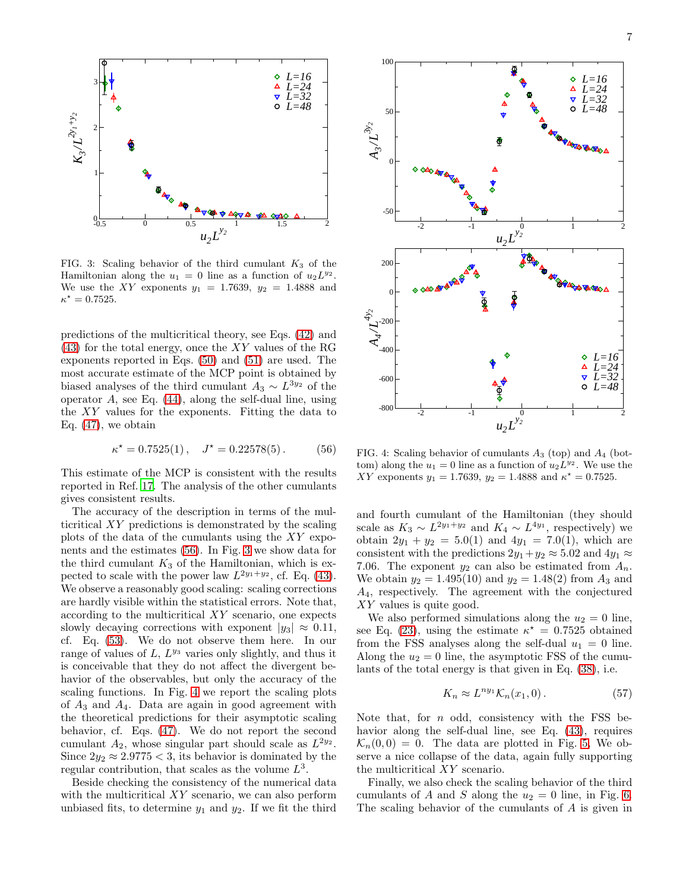FIG. 3: Scaling behavior of the third cumulant $K_3$ of the Hamiltonian along the $u_1 = 0$ line as a function of $u_2 L^{y_2}$. We use the $XY$ exponents $y_1 = 1.7639$, $y_2 = 1.4888$ and $\kappa^\star = 0.7525$.

predictions of the multicritical theory, see Eqs. (42) and (43) for the total energy, once the $XY$ values of the RG exponents reported in Eqs. (50) and (51) are used. The most accurate estimate of the MCP point is obtained by biased analyses of the third cumulant $A_3 \sim L^{3y_2}$ of the operator $A$, see Eq. (44), along the self-dual line, using the $XY$ values for the exponents. Fitting the data to Eq. (47), we obtain

$$\kappa^\star = 0.7525(1)\,, \quad J^\star = 0.22578(5)\,. \tag{56}$$

This estimate of the MCP is consistent with the results reported in Ref. 17. The analysis of the other cumulants gives consistent results.

The accuracy of the description in terms of the multicritical $XY$ predictions is demonstrated by the scaling plots of the data of the cumulants using the $XY$ exponents and the estimates (56). In Fig. 3 we show data for the third cumulant $K_3$ of the Hamiltonian, which is expected to scale with the power law $L^{2y_1+y_2}$, cf. Eq. (43). We observe a reasonably good scaling: scaling corrections are hardly visible within the statistical errors. Note that, according to the multicritical $XY$ scenario, one expects slowly decaying corrections with exponent $|y_3| \approx 0.11$, cf. Eq. (53). We do not observe them here. In our range of values of $L$, $L^{y_3}$ varies only slightly, and thus it is conceivable that they do not affect the divergent behavior of the observables, but only the accuracy of the scaling functions. In Fig. 4 we report the scaling plots of $A_3$ and $A_4$. Data are again in good agreement with the theoretical predictions for their asymptotic scaling behavior, cf. Eqs. (47). We do not report the second cumulant $A_2$, whose singular part should scale as $L^{2y_2}$. Since $2y_2 \approx 2.9775 < 3$, its behavior is dominated by the regular contribution, that scales as the volume $L^3$.

Beside checking the consistency of the numerical data with the multicritical $XY$ scenario, we can also perform unbiased fits, to determine $y_1$ and $y_2$. If we fit the third and fourth cumulant of the Hamiltonian (they should scale as $K_3 \sim L^{2y_1+y_2}$ and $K_4 \sim L^{4y_1}$, respectively) we obtain $2y_1 + y_2 = 5.0(1)$ and $4y_1 = 7.0(1)$, which are consistent with the predictions $2y_1+y_2 \approx 5.02$ and $4y_1 \approx 7.06$. The exponent $y_2$ can also be estimated from $A_n$. We obtain $y_2 = 1.495(10)$ and $y_2 = 1.48(2)$ from $A_3$ and $A_4$, respectively. The agreement with the conjectured $XY$ values is quite good.

FIG. 4: Scaling behavior of cumulants $A_3$ (top) and $A_4$ (bottom) along the $u_1 = 0$ line as a function of $u_2 L^{y_2}$. We use the $XY$ exponents $y_1 = 1.7639$, $y_2 = 1.4888$ and $\kappa^\star = 0.7525$.

We also performed simulations along the $u_2 = 0$ line, see Eq. (23), using the estimate $\kappa^\star = 0.7525$ obtained from the FSS analyses along the self-dual $u_1 = 0$ line. Along the $u_2 = 0$ line, the asymptotic FSS of the cumulants of the total energy is that given in Eq. (38), i.e.

$$K_n \approx L^{ny_1} \mathcal{K}_n(x_1, 0)\,. \tag{57}$$

Note that, for $n$ odd, consistency with the FSS behavior along the self-dual line, see Eq. (43), requires $\mathcal{K}_n(0,0) = 0$. The data are plotted in Fig. 5. We observe a nice collapse of the data, again fully supporting the multicritical $XY$ scenario.

Finally, we also check the scaling behavior of the third cumulants of $A$ and $S$ along the $u_2 = 0$ line, in Fig. 6. The scaling behavior of the cumulants of $A$ is given in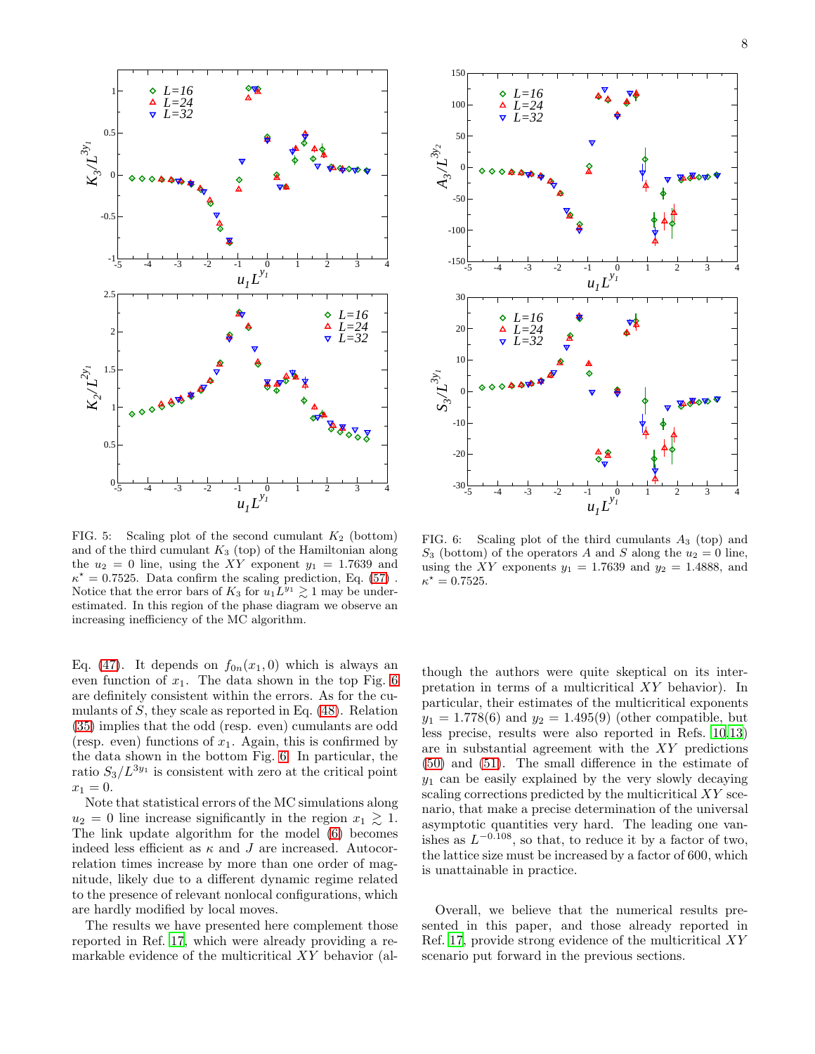FIG. 5: Scaling plot of the second cumulant $K_2$ (bottom) and of the third cumulant $K_3$ (top) of the Hamiltonian along the $u_2 = 0$ line, using the $XY$ exponent $y_1 = 1.7639$ and $\kappa^\star = 0.7525$. Data confirm the scaling prediction, Eq. (57) . Notice that the error bars of $K_3$ for $u_1 L^{y_1} \gtrsim 1$ may be underestimated. In this region of the phase diagram we observe an increasing inefficiency of the MC algorithm.

FIG. 6: Scaling plot of the third cumulants $A_3$ (top) and $S_3$ (bottom) of the operators $A$ and $S$ along the $u_2 = 0$ line, using the $XY$ exponents $y_1 = 1.7639$ and $y_2 = 1.4888$, and $\kappa^\star = 0.7525$.

Eq. (47). It depends on $f_{0n}(x_1, 0)$ which is always an even function of $x_1$. The data shown in the top Fig. 6 are definitely consistent within the errors. As for the cumulants of $S$, they scale as reported in Eq. (48). Relation (35) implies that the odd (resp. even) cumulants are odd (resp. even) functions of $x_1$. Again, this is confirmed by the data shown in the bottom Fig. 6. In particular, the ratio $S_3/L^{3y_1}$ is consistent with zero at the critical point $x_1 = 0$.

Note that statistical errors of the MC simulations along $u_2 = 0$ line increase significantly in the region $x_1 \gtrsim 1$. The link update algorithm for the model (6) becomes indeed less efficient as $\kappa$ and $J$ are increased. Autocorrelation times increase by more than one order of magnitude, likely due to a different dynamic regime related to the presence of relevant nonlocal configurations, which are hardly modified by local moves.

The results we have presented here complement those reported in Ref. 17, which were already providing a remarkable evidence of the multicritical $XY$ behavior (although the authors were quite skeptical on its interpretation in terms of a multicritical $XY$ behavior). In particular, their estimates of the multicritical exponents $y_1 = 1.778(6)$ and $y_2 = 1.495(9)$ (other compatible, but less precise, results were also reported in Refs. 10,13) are in substantial agreement with the $XY$ predictions (50) and (51). The small difference in the estimate of $y_1$ can be easily explained by the very slowly decaying scaling corrections predicted by the multicritical $XY$ scenario, that make a precise determination of the universal asymptotic quantities very hard. The leading one vanishes as $L^{-0.108}$, so that, to reduce it by a factor of two, the lattice size must be increased by a factor of 600, which is unattainable in practice.

Overall, we believe that the numerical results presented in this paper, and those already reported in Ref. 17, provide strong evidence of the multicritical $XY$ scenario put forward in the previous sections.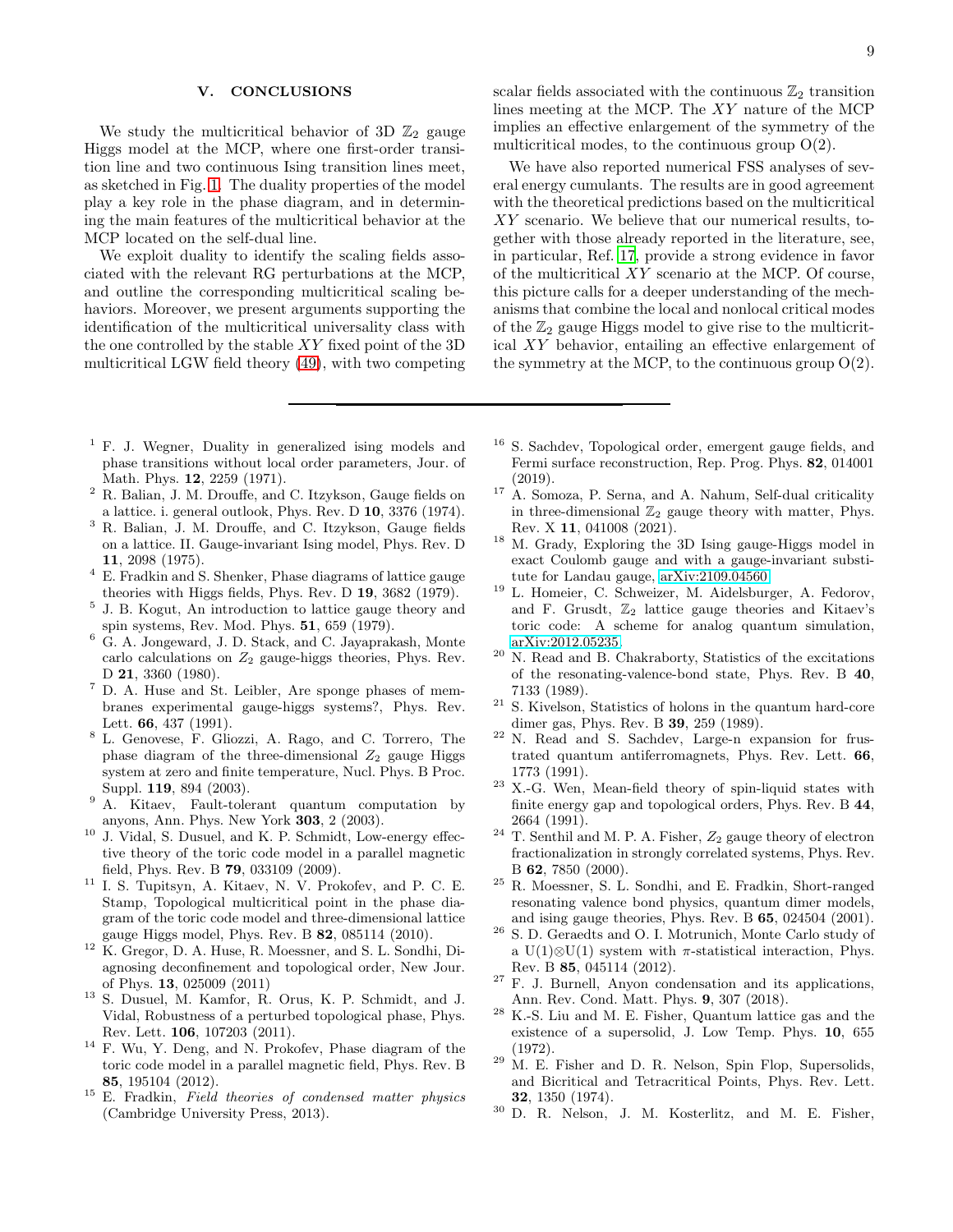## V. CONCLUSIONS

We study the multicritical behavior of 3D $\mathbb{Z}_2$ gauge Higgs model at the MCP, where one first-order transition line and two continuous Ising transition lines meet, as sketched in Fig. 1. The duality properties of the model play a key role in the phase diagram, and in determining the main features of the multicritical behavior at the MCP located on the self-dual line.

We exploit duality to identify the scaling fields associated with the relevant RG perturbations at the MCP, and outline the corresponding multicritical scaling behaviors. Moreover, we present arguments supporting the identification of the multicritical universality class with the one controlled by the stable $XY$ fixed point of the 3D multicritical LGW field theory (49), with two competing scalar fields associated with the continuous $\mathbb{Z}_2$ transition lines meeting at the MCP. The $XY$ nature of the MCP implies an effective enlargement of the symmetry of the multicritical modes, to the continuous group O(2).

We have also reported numerical FSS analyses of several energy cumulants. The results are in good agreement with the theoretical predictions based on the multicritical $XY$ scenario. We believe that our numerical results, together with those already reported in the literature, see, in particular, Ref. 17, provide a strong evidence in favor of the multicritical $XY$ scenario at the MCP. Of course, this picture calls for a deeper understanding of the mechanisms that combine the local and nonlocal critical modes of the $\mathbb{Z}_2$ gauge Higgs model to give rise to the multicritical $XY$ behavior, entailing an effective enlargement of the symmetry at the MCP, to the continuous group O(2).

---

[1] F. J. Wegner, Duality in generalized ising models and phase transitions without local order parameters, Jour. of Math. Phys. **12**, 2259 (1971).

[2] R. Balian, J. M. Drouffe, and C. Itzykson, Gauge fields on a lattice. i. general outlook, Phys. Rev. D **10**, 3376 (1974).

[3] R. Balian, J. M. Drouffe, and C. Itzykson, Gauge fields on a lattice. II. Gauge-invariant Ising model, Phys. Rev. D **11**, 2098 (1975).

[4] E. Fradkin and S. Shenker, Phase diagrams of lattice gauge theories with Higgs fields, Phys. Rev. D **19**, 3682 (1979).

[5] J. B. Kogut, An introduction to lattice gauge theory and spin systems, Rev. Mod. Phys. **51**, 659 (1979).

[6] G. A. Jongeward, J. D. Stack, and C. Jayaprakash, Monte carlo calculations on $Z_2$ gauge-higgs theories, Phys. Rev. D **21**, 3360 (1980).

[7] D. A. Huse and St. Leibler, Are sponge phases of membranes experimental gauge-higgs systems?, Phys. Rev. Lett. **66**, 437 (1991).

[8] L. Genovese, F. Gliozzi, A. Rago, and C. Torrero, The phase diagram of the three-dimensional $Z_2$ gauge Higgs system at zero and finite temperature, Nucl. Phys. B Proc. Suppl. **119**, 894 (2003).

[9] A. Kitaev, Fault-tolerant quantum computation by anyons, Ann. Phys. New York **303**, 2 (2003).

[10] J. Vidal, S. Dusuel, and K. P. Schmidt, Low-energy effective theory of the toric code model in a parallel magnetic field, Phys. Rev. B **79**, 033109 (2009).

[11] I. S. Tupitsyn, A. Kitaev, N. V. Prokofev, and P. C. E. Stamp, Topological multicritical point in the phase diagram of the toric code model and three-dimensional lattice gauge Higgs model, Phys. Rev. B **82**, 085114 (2010).

[12] K. Gregor, D. A. Huse, R. Moessner, and S. L. Sondhi, Diagnosing deconfinement and topological order, New Jour. of Phys. **13**, 025009 (2011)

[13] S. Dusuel, M. Kamfor, R. Orus, K. P. Schmidt, and J. Vidal, Robustness of a perturbed topological phase, Phys. Rev. Lett. **106**, 107203 (2011).

[14] F. Wu, Y. Deng, and N. Prokofev, Phase diagram of the toric code model in a parallel magnetic field, Phys. Rev. B **85**, 195104 (2012).

[15] E. Fradkin, *Field theories of condensed matter physics* (Cambridge University Press, 2013).

[16] S. Sachdev, Topological order, emergent gauge fields, and Fermi surface reconstruction, Rep. Prog. Phys. **82**, 014001 (2019).

[17] A. Somoza, P. Serna, and A. Nahum, Self-dual criticality in three-dimensional $\mathbb{Z}_2$ gauge theory with matter, Phys. Rev. X **11**, 041008 (2021).

[18] M. Grady, Exploring the 3D Ising gauge-Higgs model in exact Coulomb gauge and with a gauge-invariant substitute for Landau gauge, arXiv:2109.04560.

[19] L. Homeier, C. Schweizer, M. Aidelsburger, A. Fedorov, and F. Grusdt, $\mathbb{Z}_2$ lattice gauge theories and Kitaev's toric code: A scheme for analog quantum simulation, arXiv:2012.05235.

[20] N. Read and B. Chakraborty, Statistics of the excitations of the resonating-valence-bond state, Phys. Rev. B **40**, 7133 (1989).

[21] S. Kivelson, Statistics of holons in the quantum hard-core dimer gas, Phys. Rev. B **39**, 259 (1989).

[22] N. Read and S. Sachdev, Large-n expansion for frustrated quantum antiferromagnets, Phys. Rev. Lett. **66**, 1773 (1991).

[23] X.-G. Wen, Mean-field theory of spin-liquid states with finite energy gap and topological orders, Phys. Rev. B **44**, 2664 (1991).

[24] T. Senthil and M. P. A. Fisher, $Z_2$ gauge theory of electron fractionalization in strongly correlated systems, Phys. Rev. B **62**, 7850 (2000).

[25] R. Moessner, S. L. Sondhi, and E. Fradkin, Short-ranged resonating valence bond physics, quantum dimer models, and ising gauge theories, Phys. Rev. B **65**, 024504 (2001).

[26] S. D. Geraedts and O. I. Motrunich, Monte Carlo study of a U(1)⊗U(1) system with $\pi$-statistical interaction, Phys. Rev. B **85**, 045114 (2012).

[27] F. J. Burnell, Anyon condensation and its applications, Ann. Rev. Cond. Matt. Phys. **9**, 307 (2018).

[28] K.-S. Liu and M. E. Fisher, Quantum lattice gas and the existence of a supersolid, J. Low Temp. Phys. **10**, 655 (1972).

[29] M. E. Fisher and D. R. Nelson, Spin Flop, Supersolids, and Bicritical and Tetracritical Points, Phys. Rev. Lett. **32**, 1350 (1974).

[30] D. R. Nelson, J. M. Kosterlitz, and M. E. Fisher,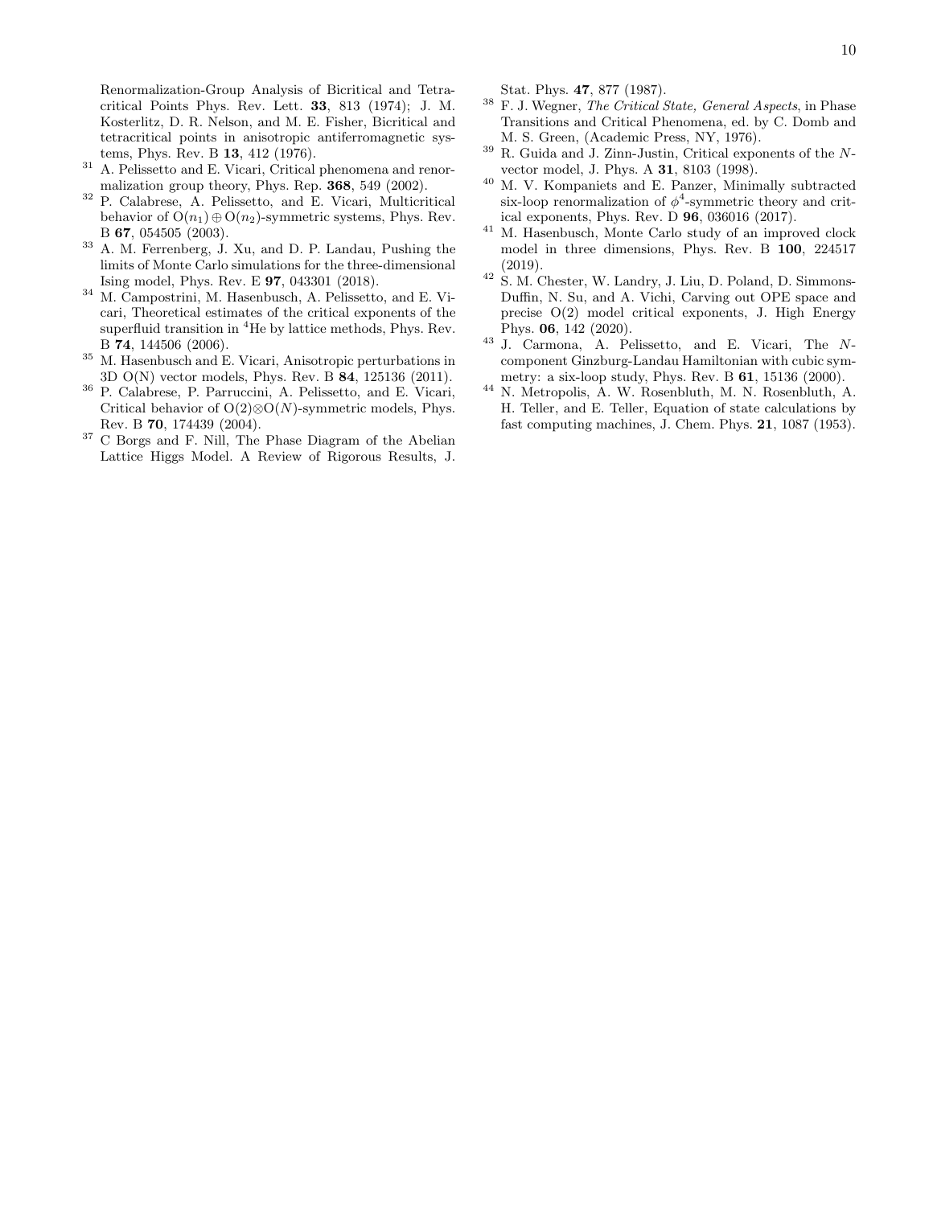Renormalization-Group Analysis of Bicritical and Tetracritical Points Phys. Rev. Lett. **33**, 813 (1974); J. M. Kosterlitz, D. R. Nelson, and M. E. Fisher, Bicritical and tetracritical points in anisotropic antiferromagnetic systems, Phys. Rev. B **13**, 412 (1976).

[31] A. Pelissetto and E. Vicari, Critical phenomena and renormalization group theory, Phys. Rep. **368**, 549 (2002).

[32] P. Calabrese, A. Pelissetto, and E. Vicari, Multicritical behavior of $O(n_1) \oplus O(n_2)$-symmetric systems, Phys. Rev. B **67**, 054505 (2003).

[33] A. M. Ferrenberg, J. Xu, and D. P. Landau, Pushing the limits of Monte Carlo simulations for the three-dimensional Ising model, Phys. Rev. E **97**, 043301 (2018).

[34] M. Campostrini, M. Hasenbusch, A. Pelissetto, and E. Vicari, Theoretical estimates of the critical exponents of the superfluid transition in $^4$He by lattice methods, Phys. Rev. B **74**, 144506 (2006).

[35] M. Hasenbusch and E. Vicari, Anisotropic perturbations in 3D O(N) vector models, Phys. Rev. B **84**, 125136 (2011).

[36] P. Calabrese, P. Parruccini, A. Pelissetto, and E. Vicari, Critical behavior of $O(2)\otimes O(N)$-symmetric models, Phys. Rev. B **70**, 174439 (2004).

[37] C Borgs and F. Nill, The Phase Diagram of the Abelian Lattice Higgs Model. A Review of Rigorous Results, J. Stat. Phys. **47**, 877 (1987).

[38] F. J. Wegner, *The Critical State, General Aspects*, in Phase Transitions and Critical Phenomena, ed. by C. Domb and M. S. Green, (Academic Press, NY, 1976).

[39] R. Guida and J. Zinn-Justin, Critical exponents of the $N$-vector model, J. Phys. A **31**, 8103 (1998).

[40] M. V. Kompaniets and E. Panzer, Minimally subtracted six-loop renormalization of $\phi^4$-symmetric theory and critical exponents, Phys. Rev. D **96**, 036016 (2017).

[41] M. Hasenbusch, Monte Carlo study of an improved clock model in three dimensions, Phys. Rev. B **100**, 224517 (2019).

[42] S. M. Chester, W. Landry, J. Liu, D. Poland, D. Simmons-Duffin, N. Su, and A. Vichi, Carving out OPE space and precise O(2) model critical exponents, J. High Energy Phys. **06**, 142 (2020).

[43] J. Carmona, A. Pelissetto, and E. Vicari, The $N$-component Ginzburg-Landau Hamiltonian with cubic symmetry: a six-loop study, Phys. Rev. B **61**, 15136 (2000).

[44] N. Metropolis, A. W. Rosenbluth, M. N. Rosenbluth, A. H. Teller, and E. Teller, Equation of state calculations by fast computing machines, J. Chem. Phys. **21**, 1087 (1953).